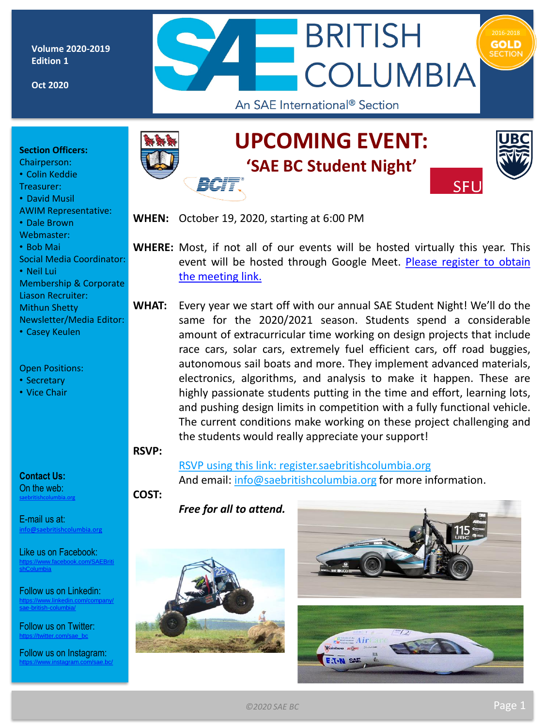Volume 2020-2019
Edition 1

Oct 2020

# SAE BRITISH COLUMBIA

An SAE International® Section

2016-2018 GOLD SECTION

**Section Officers:**
Chairperson:
- Colin Keddie

Treasurer:
- David Musil

AWIM Representative:
- Dale Brown

Webmaster:
- Bob Mai

Social Media Coordinator:
- Neil Lui

Membership & Corporate Liason Recruiter:
Mithun Shetty

Newsletter/Media Editor:
- Casey Keulen

Open Positions:
- Secretary
- Vice Chair

**Contact Us:**

On the web:
saebritishcolumbia.org

E-mail us at:
info@saebritishcolumbia.org

Like us on Facebook:
https://www.facebook.com/SAEBritishColumbia

Follow us on Linkedin:
https://www.linkedin.com/company/sae-british-columbia/

Follow us on Twitter:
https://twitter.com/sae_bc

Follow us on Instagram:
https://www.instagram.com/sae.bc/

# UPCOMING EVENT:

## 'SAE BC Student Night'

BCIT SFU UBC

**WHEN:** October 19, 2020, starting at 6:00 PM

**WHERE:** Most, if not all of our events will be hosted virtually this year. This event will be hosted through Google Meet. Please register to obtain the meeting link.

**WHAT:** Every year we start off with our annual SAE Student Night! We'll do the same for the 2020/2021 season. Students spend a considerable amount of extracurricular time working on design projects that include race cars, solar cars, extremely fuel efficient cars, off road buggies, autonomous sail boats and more. They implement advanced materials, electronics, algorithms, and analysis to make it happen. These are highly passionate students putting in the time and effort, learning lots, and pushing design limits in competition with a fully functional vehicle. The current conditions make working on these project challenging and the students would really appreciate your support!

**RSVP:**

RSVP using this link: register.saebritishcolumbia.org
And email: info@saebritishcolumbia.org for more information.

**COST:**

***Free for all to attend.***

©2020 SAE BC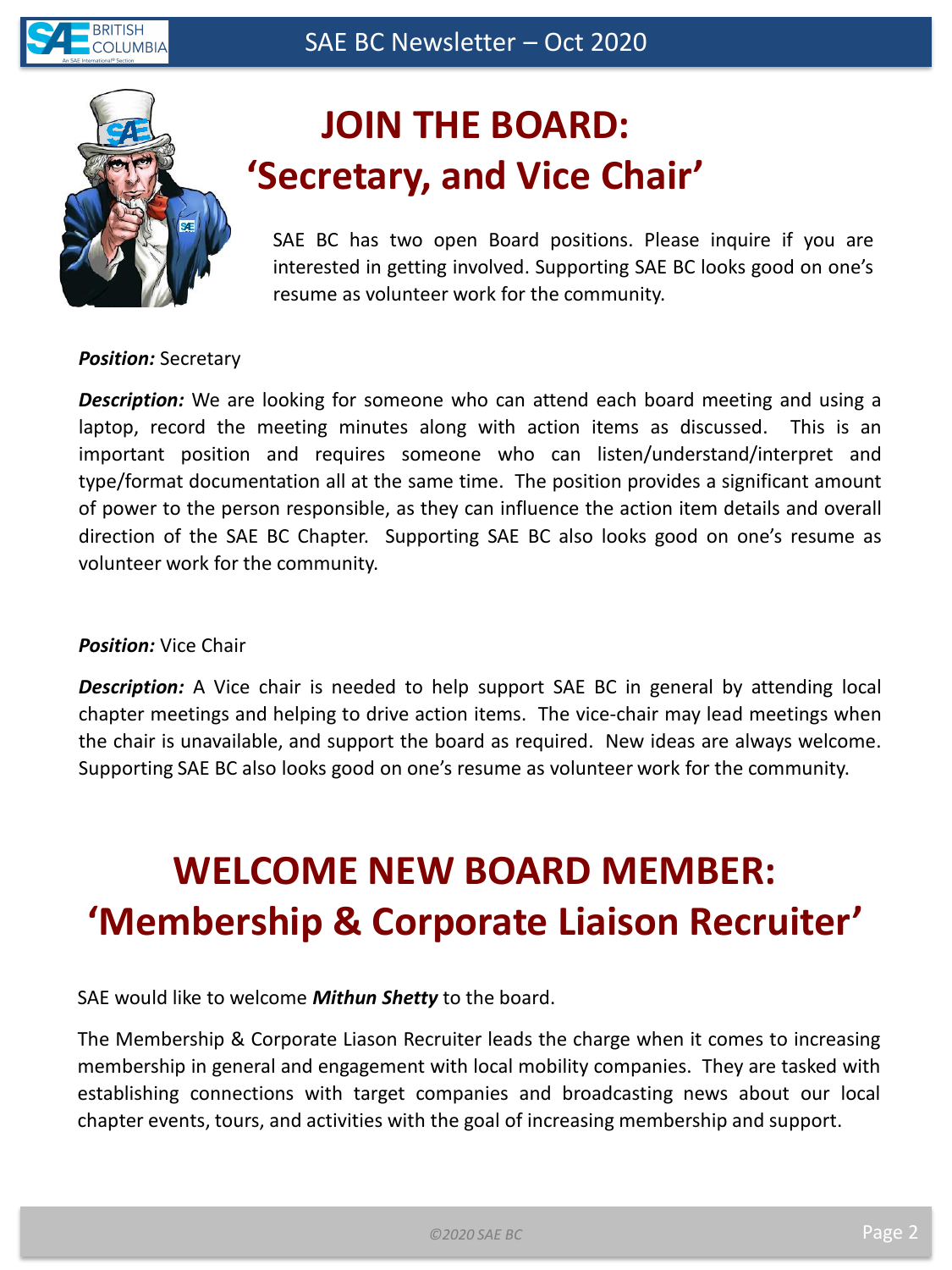# JOIN THE BOARD: 'Secretary, and Vice Chair'

SAE BC has two open Board positions. Please inquire if you are interested in getting involved. Supporting SAE BC looks good on one's resume as volunteer work for the community.

***Position:*** Secretary

***Description:*** We are looking for someone who can attend each board meeting and using a laptop, record the meeting minutes along with action items as discussed. This is an important position and requires someone who can listen/understand/interpret and type/format documentation all at the same time. The position provides a significant amount of power to the person responsible, as they can influence the action item details and overall direction of the SAE BC Chapter. Supporting SAE BC also looks good on one's resume as volunteer work for the community.

***Position:*** Vice Chair

***Description:*** A Vice chair is needed to help support SAE BC in general by attending local chapter meetings and helping to drive action items. The vice-chair may lead meetings when the chair is unavailable, and support the board as required. New ideas are always welcome. Supporting SAE BC also looks good on one's resume as volunteer work for the community.

# WELCOME NEW BOARD MEMBER: 'Membership & Corporate Liaison Recruiter'

SAE would like to welcome ***Mithun Shetty*** to the board.

The Membership & Corporate Liason Recruiter leads the charge when it comes to increasing membership in general and engagement with local mobility companies. They are tasked with establishing connections with target companies and broadcasting news about our local chapter events, tours, and activities with the goal of increasing membership and support.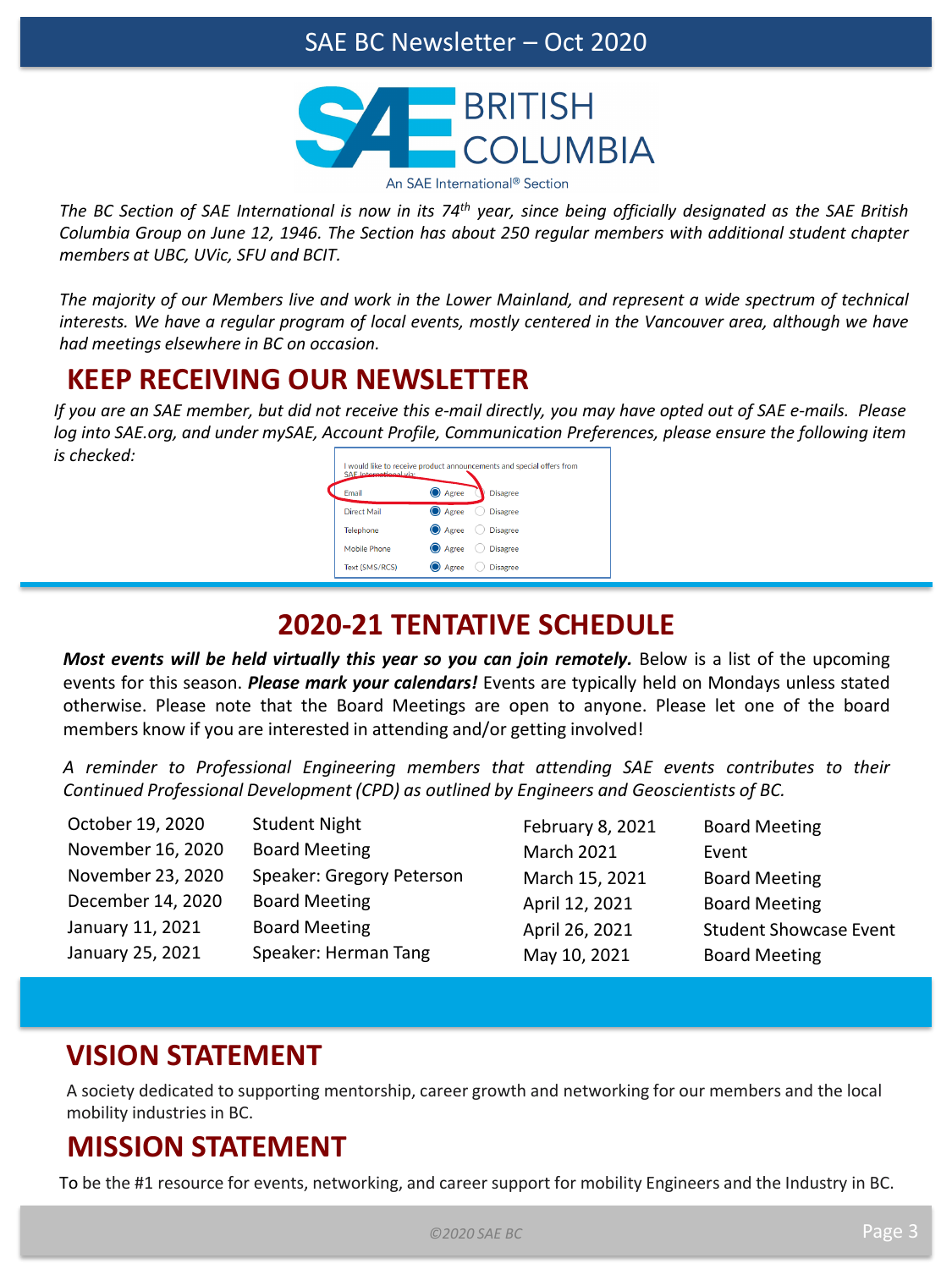# SAE BC Newsletter – Oct 2020

SAE BRITISH COLUMBIA
An SAE International® Section

*The BC Section of SAE International is now in its 74th year, since being officially designated as the SAE British Columbia Group on June 12, 1946. The Section has about 250 regular members with additional student chapter members at UBC, UVic, SFU and BCIT.*

*The majority of our Members live and work in the Lower Mainland, and represent a wide spectrum of technical interests. We have a regular program of local events, mostly centered in the Vancouver area, although we have had meetings elsewhere in BC on occasion.*

## KEEP RECEIVING OUR NEWSLETTER

*If you are an SAE member, but did not receive this e-mail directly, you may have opted out of SAE e-mails. Please log into SAE.org, and under mySAE, Account Profile, Communication Preferences, please ensure the following item is checked:*

I would like to receive product announcements and special offers from SAE International via:

| | | |
|---|---|---|
| Email | Agree | Disagree |
| Direct Mail | Agree | Disagree |
| Telephone | Agree | Disagree |
| Mobile Phone | Agree | Disagree |
| Text (SMS/RCS) | Agree | Disagree |

## 2020-21 TENTATIVE SCHEDULE

***Most events will be held virtually this year so you can join remotely.*** Below is a list of the upcoming events for this season. ***Please mark your calendars!*** Events are typically held on Mondays unless stated otherwise. Please note that the Board Meetings are open to anyone. Please let one of the board members know if you are interested in attending and/or getting involved!

*A reminder to Professional Engineering members that attending SAE events contributes to their Continued Professional Development (CPD) as outlined by Engineers and Geoscientists of BC.*

| | |
|---|---|
| October 19, 2020 | Student Night |
| November 16, 2020 | Board Meeting |
| November 23, 2020 | Speaker: Gregory Peterson |
| December 14, 2020 | Board Meeting |
| January 11, 2021 | Board Meeting |
| January 25, 2021 | Speaker: Herman Tang |
| February 8, 2021 | Board Meeting |
| March 2021 | Event |
| March 15, 2021 | Board Meeting |
| April 12, 2021 | Board Meeting |
| April 26, 2021 | Student Showcase Event |
| May 10, 2021 | Board Meeting |

## VISION STATEMENT

A society dedicated to supporting mentorship, career growth and networking for our members and the local mobility industries in BC.

## MISSION STATEMENT

To be the #1 resource for events, networking, and career support for mobility Engineers and the Industry in BC.

*©2020 SAE BC*